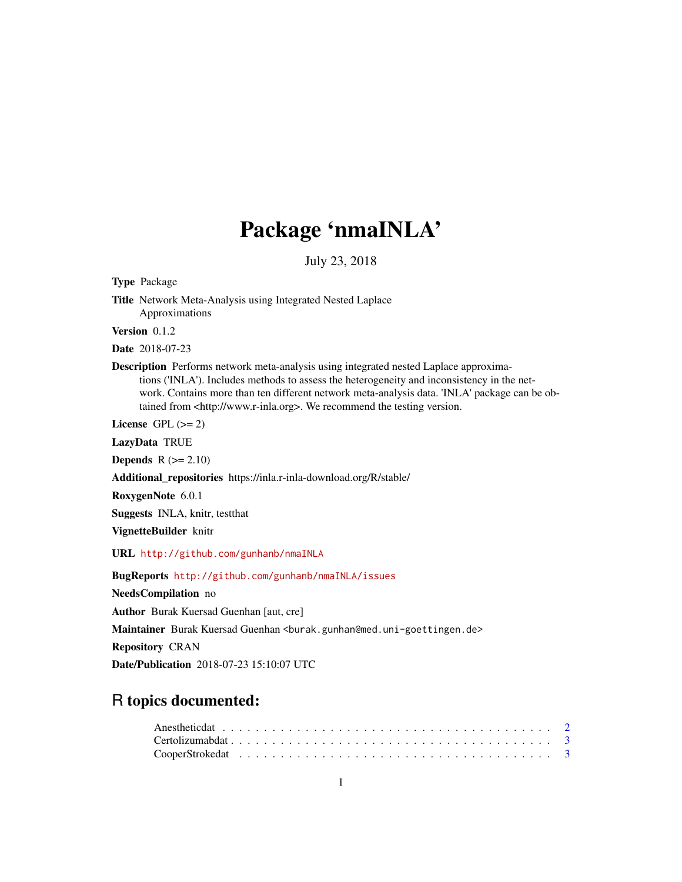# Package 'nmaINLA'

July 23, 2018

**Type** Package

**Title** Network Meta-Analysis using Integrated Nested Laplace Approximations

**Version** 0.1.2

**Date** 2018-07-23

**Description** Performs network meta-analysis using integrated nested Laplace approximations ('INLA'). Includes methods to assess the heterogeneity and inconsistency in the network. Contains more than ten different network meta-analysis data. 'INLA' package can be obtained from <http://www.r-inla.org>. We recommend the testing version.

**License** GPL (>= 2)

**LazyData** TRUE

**Depends** R (>= 2.10)

**Additional_repositories** https://inla.r-inla-download.org/R/stable/

**RoxygenNote** 6.0.1

**Suggests** INLA, knitr, testthat

**VignetteBuilder** knitr

**URL** http://github.com/gunhanb/nmaINLA

**BugReports** http://github.com/gunhanb/nmaINLA/issues

**NeedsCompilation** no

**Author** Burak Kuersad Guenhan [aut, cre]

**Maintainer** Burak Kuersad Guenhan <burak.gunhan@med.uni-goettingen.de>

**Repository** CRAN

**Date/Publication** 2018-07-23 15:10:07 UTC

## R topics documented:

Anestheticdat . . . . . . . . . . . . . . . . . . . . . . . . . . . . . . . . . . . . . . . 2
Certolizumabdat . . . . . . . . . . . . . . . . . . . . . . . . . . . . . . . . . . . . . . 3
CooperStrokedat . . . . . . . . . . . . . . . . . . . . . . . . . . . . . . . . . . . . . . 3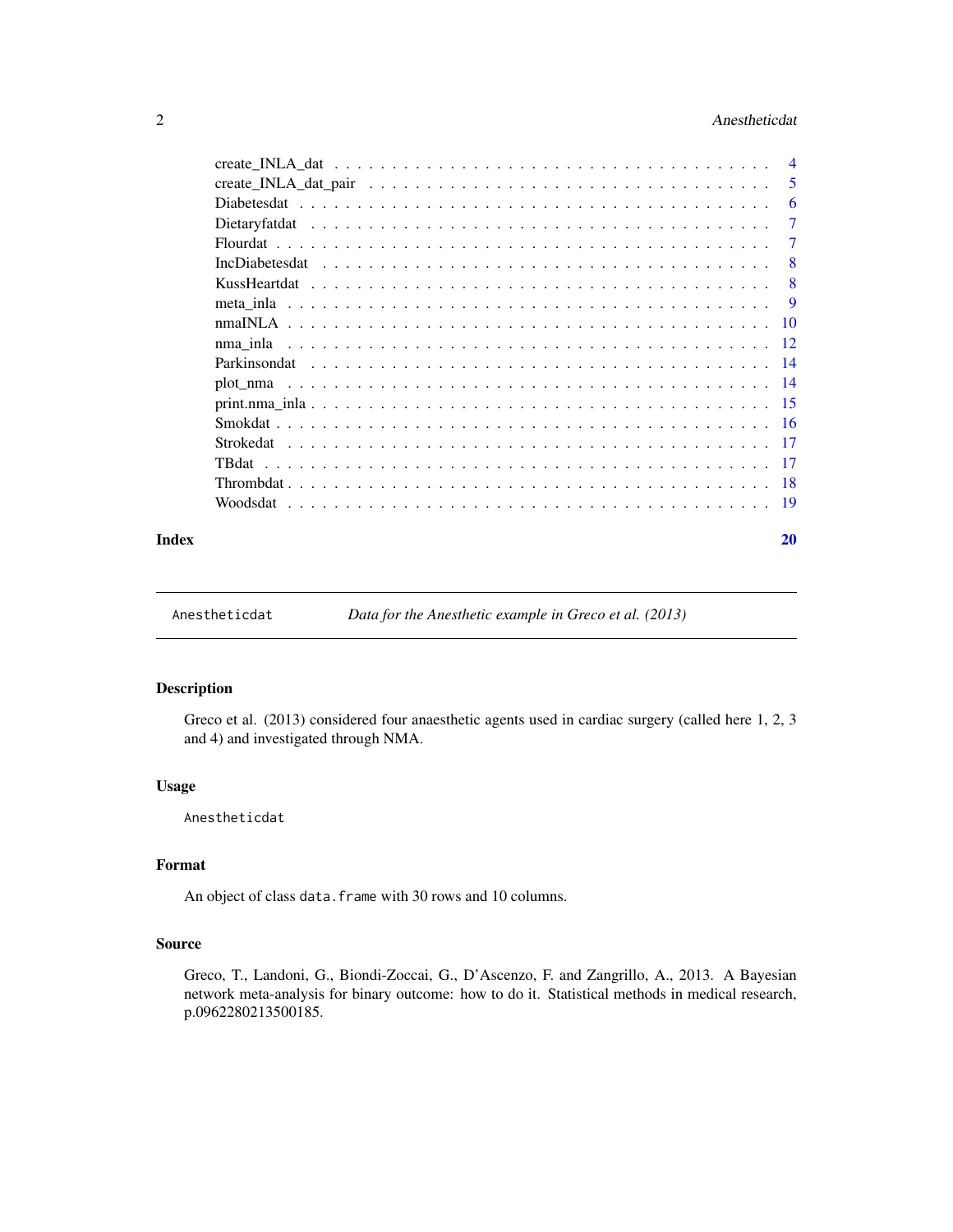create_INLA_dat . . . . . . . . . . . . . . . . . . . . . . . . . . . . . . . . . . . 4
create_INLA_dat_pair . . . . . . . . . . . . . . . . . . . . . . . . . . . . . . . . 5
Diabetesdat . . . . . . . . . . . . . . . . . . . . . . . . . . . . . . . . . . . . . 6
Dietaryfatdat . . . . . . . . . . . . . . . . . . . . . . . . . . . . . . . . . . . . 7
Flourdat . . . . . . . . . . . . . . . . . . . . . . . . . . . . . . . . . . . . . . 7
IncDiabetesdat . . . . . . . . . . . . . . . . . . . . . . . . . . . . . . . . . . . 8
KussHeartdat . . . . . . . . . . . . . . . . . . . . . . . . . . . . . . . . . . . . 8
meta_inla . . . . . . . . . . . . . . . . . . . . . . . . . . . . . . . . . . . . . 9
nmaINLA . . . . . . . . . . . . . . . . . . . . . . . . . . . . . . . . . . . . . . 10
nma_inla . . . . . . . . . . . . . . . . . . . . . . . . . . . . . . . . . . . . . 12
Parkinsondat . . . . . . . . . . . . . . . . . . . . . . . . . . . . . . . . . . . . 14
plot_nma . . . . . . . . . . . . . . . . . . . . . . . . . . . . . . . . . . . . . 14
print.nma_inla . . . . . . . . . . . . . . . . . . . . . . . . . . . . . . . . . . . 15
Smokdat . . . . . . . . . . . . . . . . . . . . . . . . . . . . . . . . . . . . . . 16
Strokedat . . . . . . . . . . . . . . . . . . . . . . . . . . . . . . . . . . . . . 17
TBdat . . . . . . . . . . . . . . . . . . . . . . . . . . . . . . . . . . . . . . . 17
Thrombdat . . . . . . . . . . . . . . . . . . . . . . . . . . . . . . . . . . . . . 18
Woodsdat . . . . . . . . . . . . . . . . . . . . . . . . . . . . . . . . . . . . . 19

**Index** **20**

---

## Anestheticdat — *Data for the Anesthetic example in Greco et al. (2013)*

### Description

Greco et al. (2013) considered four anaesthetic agents used in cardiac surgery (called here 1, 2, 3 and 4) and investigated through NMA.

### Usage

```
Anestheticdat
```

### Format

An object of class `data.frame` with 30 rows and 10 columns.

### Source

Greco, T., Landoni, G., Biondi-Zoccai, G., D'Ascenzo, F. and Zangrillo, A., 2013. A Bayesian network meta-analysis for binary outcome: how to do it. Statistical methods in medical research, p.0962280213500185.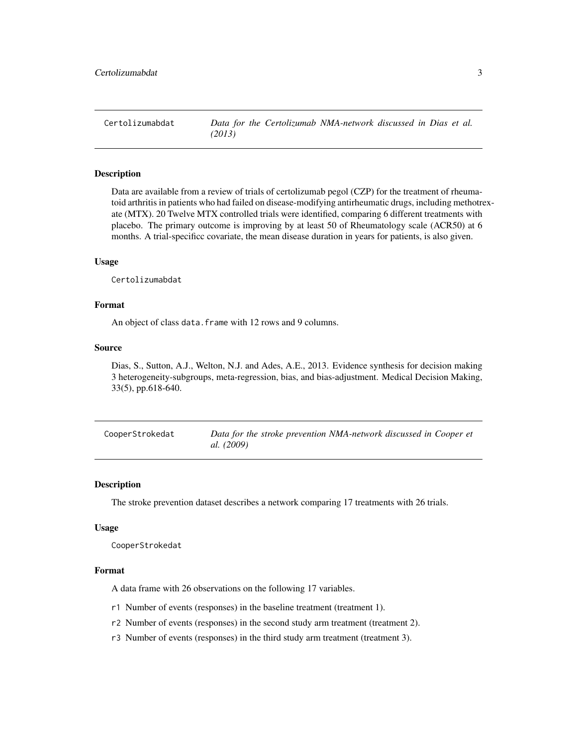## Certolizumabdat — *Data for the Certolizumab NMA-network discussed in Dias et al. (2013)*

### Description

Data are available from a review of trials of certolizumab pegol (CZP) for the treatment of rheumatoid arthritis in patients who had failed on disease-modifying antirheumatic drugs, including methotrexate (MTX). 20 Twelve MTX controlled trials were identified, comparing 6 different treatments with placebo. The primary outcome is improving by at least 50 of Rheumatology scale (ACR50) at 6 months. A trial-specificc covariate, the mean disease duration in years for patients, is also given.

### Usage

```
Certolizumabdat
```

### Format

An object of class `data.frame` with 12 rows and 9 columns.

### Source

Dias, S., Sutton, A.J., Welton, N.J. and Ades, A.E., 2013. Evidence synthesis for decision making 3 heterogeneity-subgroups, meta-regression, bias, and bias-adjustment. Medical Decision Making, 33(5), pp.618-640.

## CooperStrokedat — *Data for the stroke prevention NMA-network discussed in Cooper et al. (2009)*

### Description

The stroke prevention dataset describes a network comparing 17 treatments with 26 trials.

### Usage

```
CooperStrokedat
```

### Format

A data frame with 26 observations on the following 17 variables.

- `r1` Number of events (responses) in the baseline treatment (treatment 1).
- `r2` Number of events (responses) in the second study arm treatment (treatment 2).
- `r3` Number of events (responses) in the third study arm treatment (treatment 3).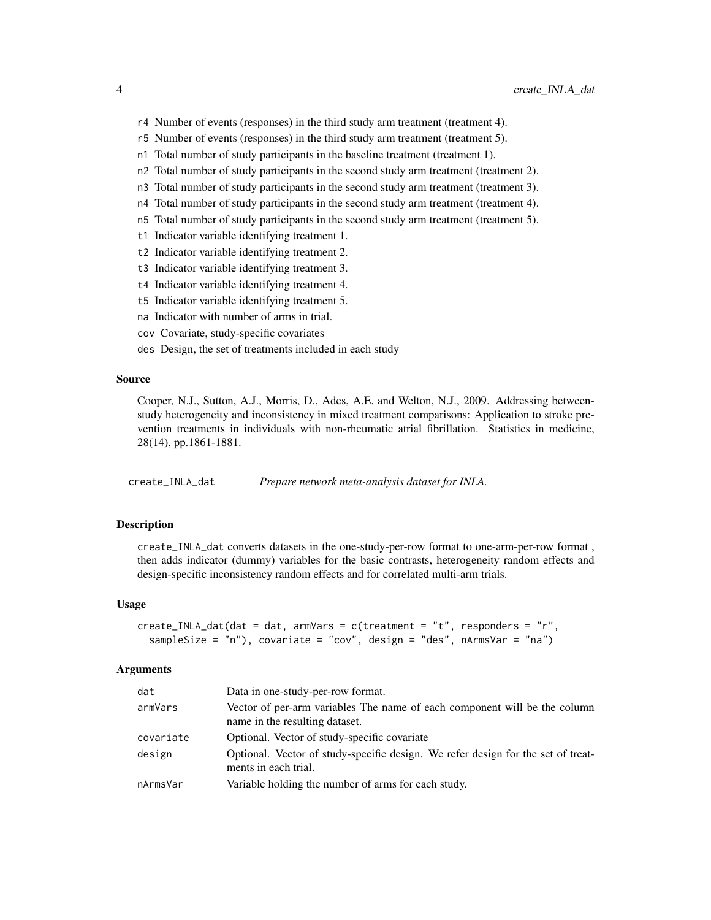- r4 Number of events (responses) in the third study arm treatment (treatment 4).
- r5 Number of events (responses) in the third study arm treatment (treatment 5).
- n1 Total number of study participants in the baseline treatment (treatment 1).
- n2 Total number of study participants in the second study arm treatment (treatment 2).
- n3 Total number of study participants in the second study arm treatment (treatment 3).
- n4 Total number of study participants in the second study arm treatment (treatment 4).
- n5 Total number of study participants in the second study arm treatment (treatment 5).
- t1 Indicator variable identifying treatment 1.
- t2 Indicator variable identifying treatment 2.
- t3 Indicator variable identifying treatment 3.
- t4 Indicator variable identifying treatment 4.
- t5 Indicator variable identifying treatment 5.
- na Indicator with number of arms in trial.
- cov Covariate, study-specific covariates
- des Design, the set of treatments included in each study

### Source

Cooper, N.J., Sutton, A.J., Morris, D., Ades, A.E. and Welton, N.J., 2009. Addressing between-study heterogeneity and inconsistency in mixed treatment comparisons: Application to stroke prevention treatments in individuals with non-rheumatic atrial fibrillation. Statistics in medicine, 28(14), pp.1861-1881.

---

## create_INLA_dat — *Prepare network meta-analysis dataset for INLA.*

### Description

create_INLA_dat converts datasets in the one-study-per-row format to one-arm-per-row format , then adds indicator (dummy) variables for the basic contrasts, heterogeneity random effects and design-specific inconsistency random effects and for correlated multi-arm trials.

### Usage

```
create_INLA_dat(dat = dat, armVars = c(treatment = "t", responders = "r",
  sampleSize = "n"), covariate = "cov", design = "des", nArmsVar = "na")
```

### Arguments

| | |
|---|---|
| dat | Data in one-study-per-row format. |
| armVars | Vector of per-arm variables The name of each component will be the column name in the resulting dataset. |
| covariate | Optional. Vector of study-specific covariate |
| design | Optional. Vector of study-specific design. We refer design for the set of treatments in each trial. |
| nArmsVar | Variable holding the number of arms for each study. |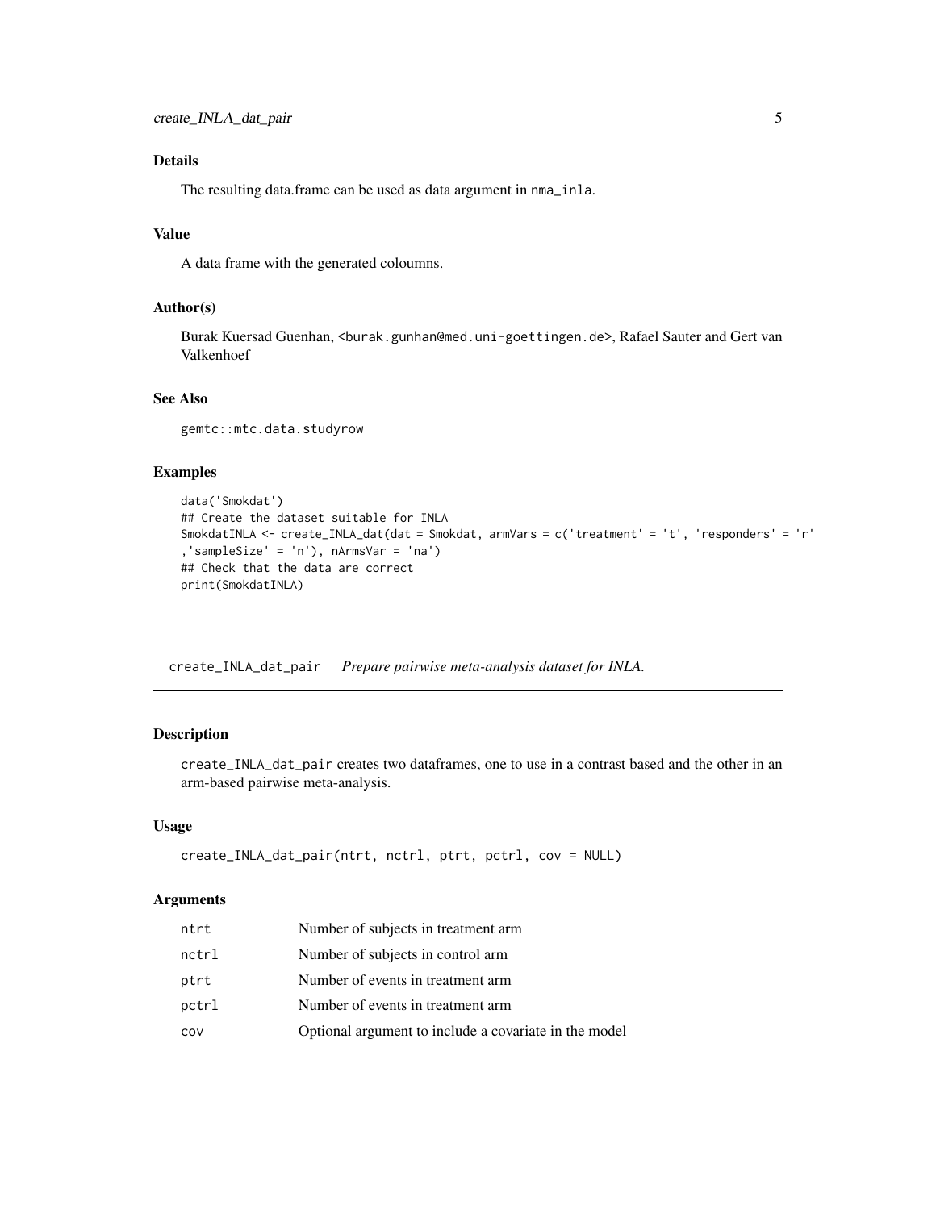### Details

The resulting data.frame can be used as data argument in `nma_inla`.

### Value

A data frame with the generated coloumns.

### Author(s)

Burak Kuersad Guenhan, <burak.gunhan@med.uni-goettingen.de>, Rafael Sauter and Gert van Valkenhoef

### See Also

gemtc::mtc.data.studyrow

### Examples

```
data('Smokdat')
## Create the dataset suitable for INLA
SmokdatINLA <- create_INLA_dat(dat = Smokdat, armVars = c('treatment' = 't', 'responders' = 'r'
,'sampleSize' = 'n'), nArmsVar = 'na')
## Check that the data are correct
print(SmokdatINLA)
```

---

## create_INLA_dat_pair    *Prepare pairwise meta-analysis dataset for INLA.*

### Description

`create_INLA_dat_pair` creates two dataframes, one to use in a contrast based and the other in an arm-based pairwise meta-analysis.

### Usage

```
create_INLA_dat_pair(ntrt, nctrl, ptrt, pctrl, cov = NULL)
```

### Arguments

| | |
|---|---|
| ntrt | Number of subjects in treatment arm |
| nctrl | Number of subjects in control arm |
| ptrt | Number of events in treatment arm |
| pctrl | Number of events in treatment arm |
| cov | Optional argument to include a covariate in the model |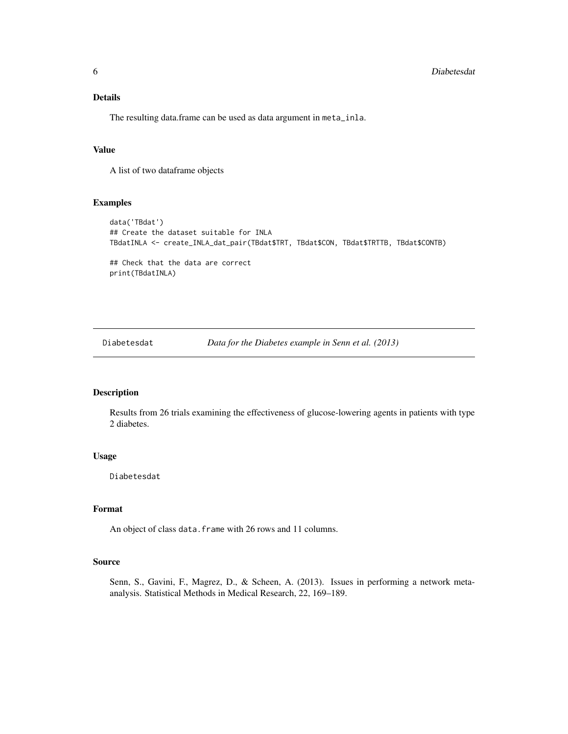### Details

The resulting data.frame can be used as data argument in meta_inla.

### Value

A list of two dataframe objects

### Examples

```
data('TBdat')
## Create the dataset suitable for INLA
TBdatINLA <- create_INLA_dat_pair(TBdat$TRT, TBdat$CON, TBdat$TRTTB, TBdat$CONTB)

## Check that the data are correct
print(TBdatINLA)
```

---

## Diabetesdat — *Data for the Diabetes example in Senn et al. (2013)*

### Description

Results from 26 trials examining the effectiveness of glucose-lowering agents in patients with type 2 diabetes.

### Usage

```
Diabetesdat
```

### Format

An object of class data.frame with 26 rows and 11 columns.

### Source

Senn, S., Gavini, F., Magrez, D., & Scheen, A. (2013). Issues in performing a network meta-analysis. Statistical Methods in Medical Research, 22, 169–189.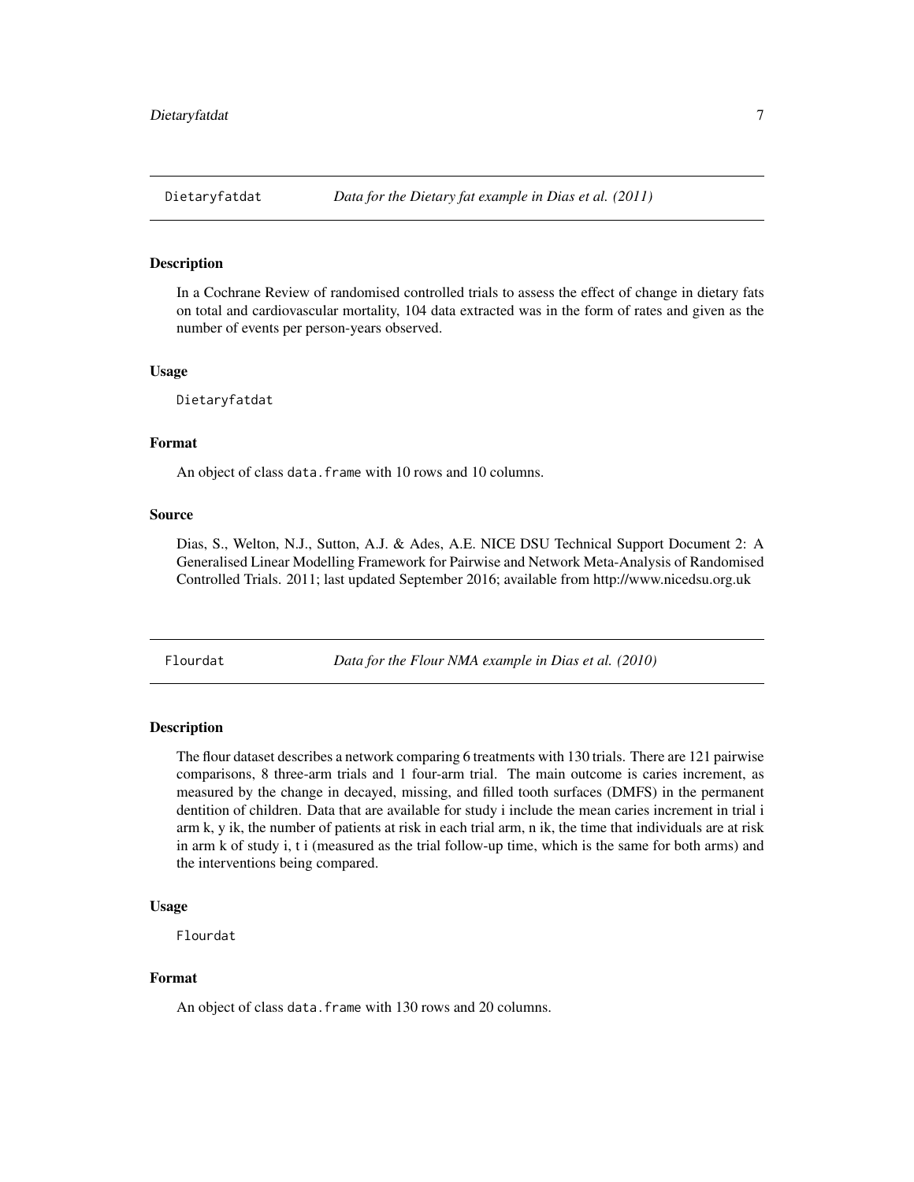## Dietaryfatdat — *Data for the Dietary fat example in Dias et al. (2011)*

### Description

In a Cochrane Review of randomised controlled trials to assess the effect of change in dietary fats on total and cardiovascular mortality, 104 data extracted was in the form of rates and given as the number of events per person-years observed.

### Usage

```
Dietaryfatdat
```

### Format

An object of class `data.frame` with 10 rows and 10 columns.

### Source

Dias, S., Welton, N.J., Sutton, A.J. & Ades, A.E. NICE DSU Technical Support Document 2: A Generalised Linear Modelling Framework for Pairwise and Network Meta-Analysis of Randomised Controlled Trials. 2011; last updated September 2016; available from http://www.nicedsu.org.uk

## Flourdat — *Data for the Flour NMA example in Dias et al. (2010)*

### Description

The flour dataset describes a network comparing 6 treatments with 130 trials. There are 121 pairwise comparisons, 8 three-arm trials and 1 four-arm trial. The main outcome is caries increment, as measured by the change in decayed, missing, and filled tooth surfaces (DMFS) in the permanent dentition of children. Data that are available for study i include the mean caries increment in trial i arm k, y ik, the number of patients at risk in each trial arm, n ik, the time that individuals are at risk in arm k of study i, t i (measured as the trial follow-up time, which is the same for both arms) and the interventions being compared.

### Usage

```
Flourdat
```

### Format

An object of class `data.frame` with 130 rows and 20 columns.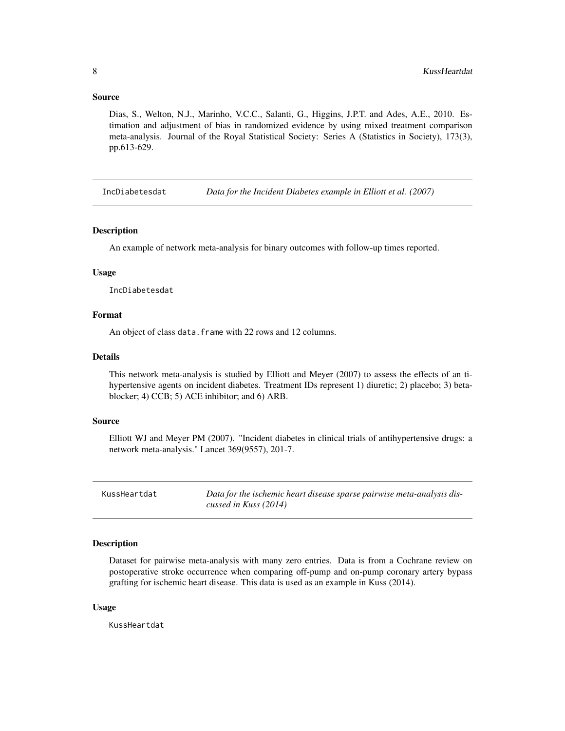### Source

Dias, S., Welton, N.J., Marinho, V.C.C., Salanti, G., Higgins, J.P.T. and Ades, A.E., 2010. Estimation and adjustment of bias in randomized evidence by using mixed treatment comparison meta-analysis. Journal of the Royal Statistical Society: Series A (Statistics in Society), 173(3), pp.613-629.

---

## IncDiabetesdat — *Data for the Incident Diabetes example in Elliott et al. (2007)*

### Description

An example of network meta-analysis for binary outcomes with follow-up times reported.

### Usage

```
IncDiabetesdat
```

### Format

An object of class `data.frame` with 22 rows and 12 columns.

### Details

This network meta-analysis is studied by Elliott and Meyer (2007) to assess the effects of anti-hypertensive agents on incident diabetes. Treatment IDs represent 1) diuretic; 2) placebo; 3) beta-blocker; 4) CCB; 5) ACE inhibitor; and 6) ARB.

### Source

Elliott WJ and Meyer PM (2007). "Incident diabetes in clinical trials of antihypertensive drugs: a network meta-analysis." Lancet 369(9557), 201-7.

---

## KussHeartdat — *Data for the ischemic heart disease sparse pairwise meta-analysis discussed in Kuss (2014)*

### Description

Dataset for pairwise meta-analysis with many zero entries. Data is from a Cochrane review on postoperative stroke occurrence when comparing off-pump and on-pump coronary artery bypass grafting for ischemic heart disease. This data is used as an example in Kuss (2014).

### Usage

```
KussHeartdat
```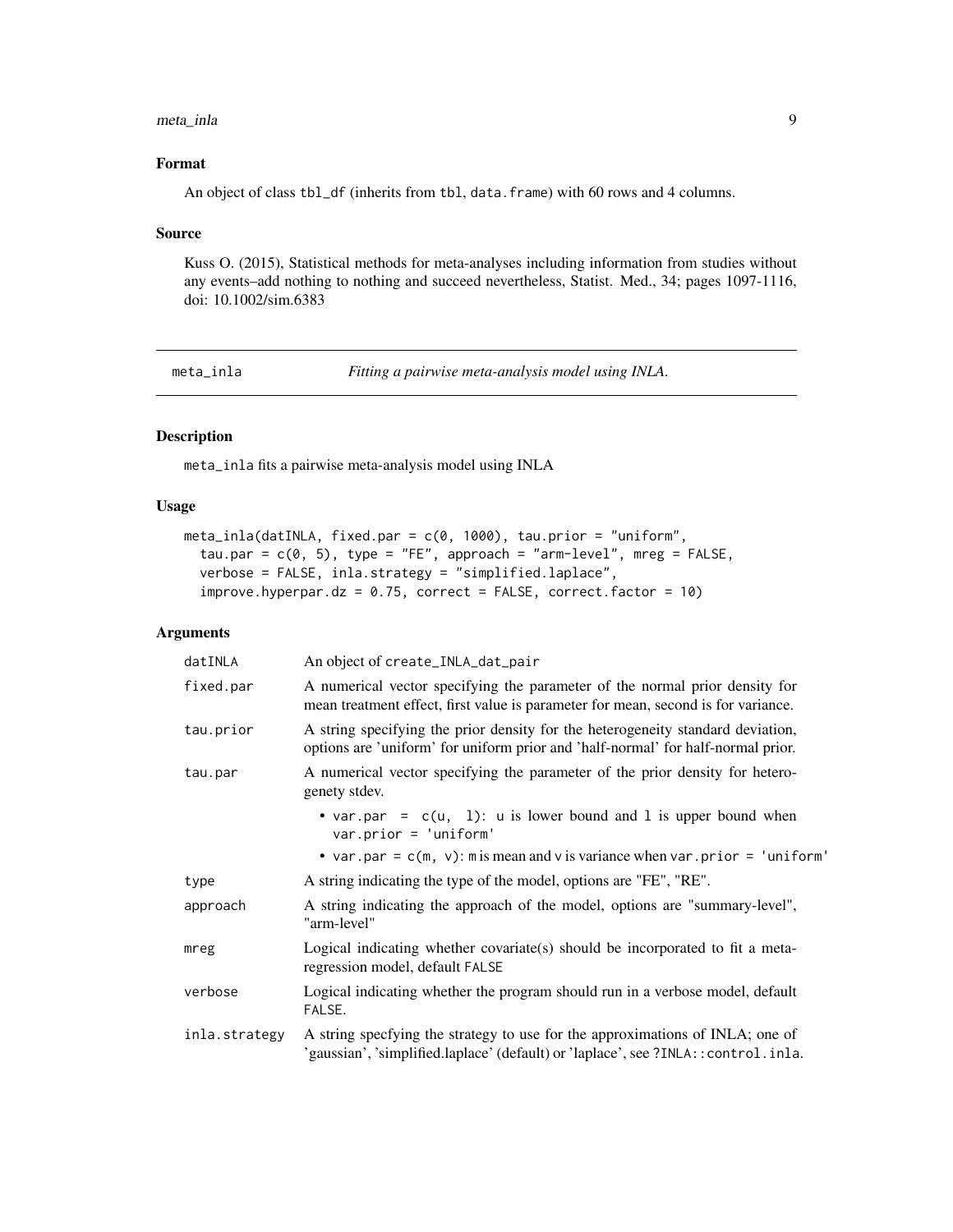## Format

An object of class tbl_df (inherits from tbl, data.frame) with 60 rows and 4 columns.

## Source

Kuss O. (2015), Statistical methods for meta-analyses including information from studies without any events–add nothing to nothing and succeed nevertheless, Statist. Med., 34; pages 1097-1116, doi: 10.1002/sim.6383

---

# meta_inla — *Fitting a pairwise meta-analysis model using INLA.*

---

## Description

meta_inla fits a pairwise meta-analysis model using INLA

## Usage

```
meta_inla(datINLA, fixed.par = c(0, 1000), tau.prior = "uniform",
  tau.par = c(0, 5), type = "FE", approach = "arm-level", mreg = FALSE,
  verbose = FALSE, inla.strategy = "simplified.laplace",
  improve.hyperpar.dz = 0.75, correct = FALSE, correct.factor = 10)
```

## Arguments

| | |
|---|---|
| datINLA | An object of create_INLA_dat_pair |
| fixed.par | A numerical vector specifying the parameter of the normal prior density for mean treatment effect, first value is parameter for mean, second is for variance. |
| tau.prior | A string specifying the prior density for the heterogeneity standard deviation, options are 'uniform' for uniform prior and 'half-normal' for half-normal prior. |
| tau.par | A numerical vector specifying the parameter of the prior density for heterogenety stdev.<br>• var.par = c(u, l): u is lower bound and l is upper bound when var.prior = 'uniform'<br>• var.par = c(m, v): m is mean and v is variance when var.prior = 'uniform' |
| type | A string indicating the type of the model, options are "FE", "RE". |
| approach | A string indicating the approach of the model, options are "summary-level", "arm-level" |
| mreg | Logical indicating whether covariate(s) should be incorporated to fit a meta-regression model, default FALSE |
| verbose | Logical indicating whether the program should run in a verbose model, default FALSE. |
| inla.strategy | A string specfying the strategy to use for the approximations of INLA; one of 'gaussian', 'simplified.laplace' (default) or 'laplace', see ?INLA::control.inla. |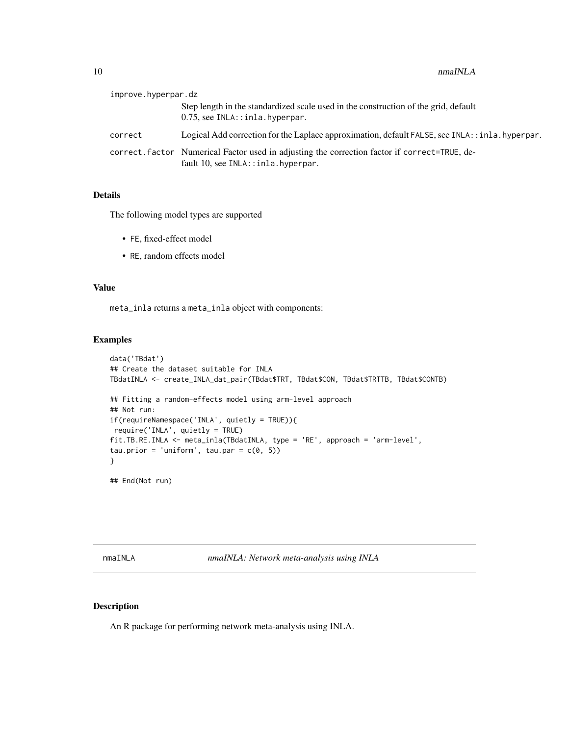`improve.hyperpar.dz`
: Step length in the standardized scale used in the construction of the grid, default 0.75, see `INLA::inla.hyperpar`.

`correct`
: Logical Add correction for the Laplace approximation, default `FALSE`, see `INLA::inla.hyperpar`.

`correct.factor`
: Numerical Factor used in adjusting the correction factor if `correct=TRUE`, default 10, see `INLA::inla.hyperpar`.

### Details

The following model types are supported

- `FE`, fixed-effect model
- `RE`, random effects model

### Value

`meta_inla` returns a `meta_inla` object with components:

### Examples

```
data('TBdat')
## Create the dataset suitable for INLA
TBdatINLA <- create_INLA_dat_pair(TBdat$TRT, TBdat$CON, TBdat$TRTTB, TBdat$CONTB)

## Fitting a random-effects model using arm-level approach
## Not run:
if(requireNamespace('INLA', quietly = TRUE)){
 require('INLA', quietly = TRUE)
fit.TB.RE.INLA <- meta_inla(TBdatINLA, type = 'RE', approach = 'arm-level',
tau.prior = 'uniform', tau.par = c(0, 5))
}

## End(Not run)
```

---

## nmaINLA — *nmaINLA: Network meta-analysis using INLA*

### Description

An R package for performing network meta-analysis using INLA.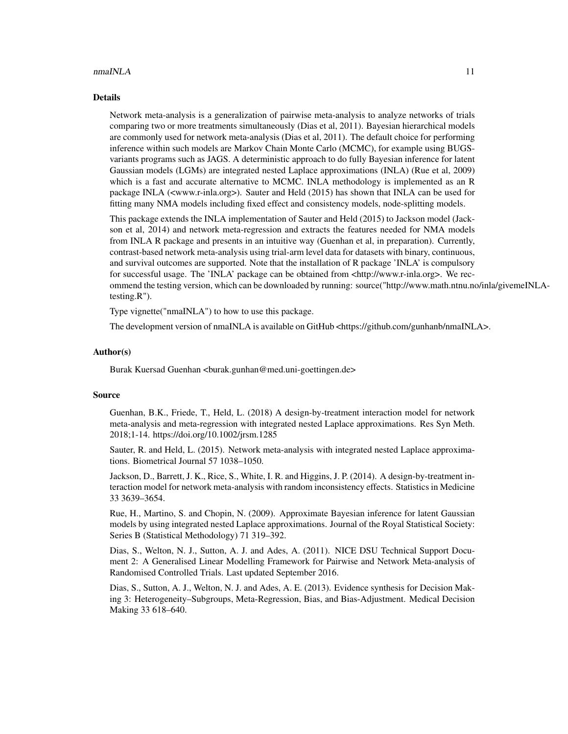## Details

Network meta-analysis is a generalization of pairwise meta-analysis to analyze networks of trials comparing two or more treatments simultaneously (Dias et al, 2011). Bayesian hierarchical models are commonly used for network meta-analysis (Dias et al, 2011). The default choice for performing inference within such models are Markov Chain Monte Carlo (MCMC), for example using BUGS-variants programs such as JAGS. A deterministic approach to do fully Bayesian inference for latent Gaussian models (LGMs) are integrated nested Laplace approximations (INLA) (Rue et al, 2009) which is a fast and accurate alternative to MCMC. INLA methodology is implemented as an R package INLA (<www.r-inla.org>). Sauter and Held (2015) has shown that INLA can be used for fitting many NMA models including fixed effect and consistency models, node-splitting models.

This package extends the INLA implementation of Sauter and Held (2015) to Jackson model (Jackson et al, 2014) and network meta-regression and extracts the features needed for NMA models from INLA R package and presents in an intuitive way (Guenhan et al, in preparation). Currently, contrast-based network meta-analysis using trial-arm level data for datasets with binary, continuous, and survival outcomes are supported. Note that the installation of R package 'INLA' is compulsory for successful usage. The 'INLA' package can be obtained from <http://www.r-inla.org>. We recommend the testing version, which can be downloaded by running: source("http://www.math.ntnu.no/inla/givemeINLA-testing.R").

Type vignette("nmaINLA") to how to use this package.

The development version of nmaINLA is available on GitHub <https://github.com/gunhanb/nmaINLA>.

## Author(s)

Burak Kuersad Guenhan <burak.gunhan@med.uni-goettingen.de>

## Source

Guenhan, B.K., Friede, T., Held, L. (2018) A design-by-treatment interaction model for network meta-analysis and meta-regression with integrated nested Laplace approximations. Res Syn Meth. 2018;1-14. https://doi.org/10.1002/jrsm.1285

Sauter, R. and Held, L. (2015). Network meta-analysis with integrated nested Laplace approximations. Biometrical Journal 57 1038–1050.

Jackson, D., Barrett, J. K., Rice, S., White, I. R. and Higgins, J. P. (2014). A design-by-treatment interaction model for network meta-analysis with random inconsistency effects. Statistics in Medicine 33 3639–3654.

Rue, H., Martino, S. and Chopin, N. (2009). Approximate Bayesian inference for latent Gaussian models by using integrated nested Laplace approximations. Journal of the Royal Statistical Society: Series B (Statistical Methodology) 71 319–392.

Dias, S., Welton, N. J., Sutton, A. J. and Ades, A. (2011). NICE DSU Technical Support Document 2: A Generalised Linear Modelling Framework for Pairwise and Network Meta-analysis of Randomised Controlled Trials. Last updated September 2016.

Dias, S., Sutton, A. J., Welton, N. J. and Ades, A. E. (2013). Evidence synthesis for Decision Making 3: Heterogeneity–Subgroups, Meta-Regression, Bias, and Bias-Adjustment. Medical Decision Making 33 618–640.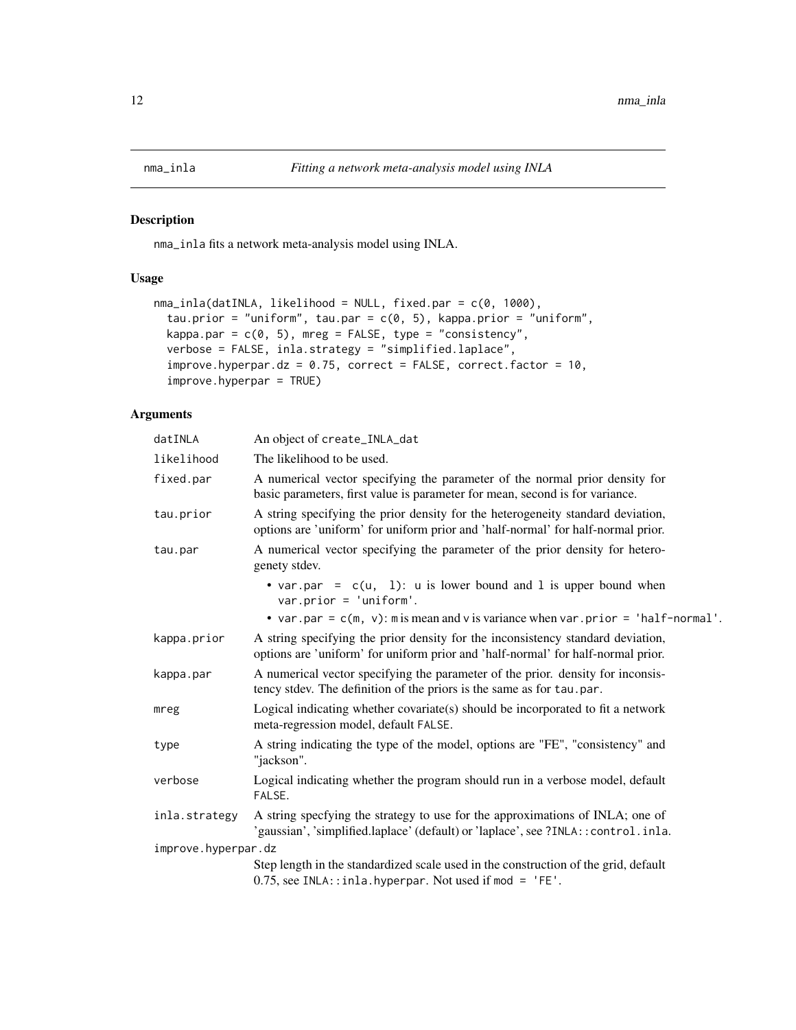# nma_inla — *Fitting a network meta-analysis model using INLA*

## Description

nma_inla fits a network meta-analysis model using INLA.

## Usage

```
nma_inla(datINLA, likelihood = NULL, fixed.par = c(0, 1000),
  tau.prior = "uniform", tau.par = c(0, 5), kappa.prior = "uniform",
  kappa.par = c(0, 5), mreg = FALSE, type = "consistency",
  verbose = FALSE, inla.strategy = "simplified.laplace",
  improve.hyperpar.dz = 0.75, correct = FALSE, correct.factor = 10,
  improve.hyperpar = TRUE)
```

## Arguments

| Argument | Description |
|---|---|
| datINLA | An object of create_INLA_dat |
| likelihood | The likelihood to be used. |
| fixed.par | A numerical vector specifying the parameter of the normal prior density for basic parameters, first value is parameter for mean, second is for variance. |
| tau.prior | A string specifying the prior density for the heterogeneity standard deviation, options are 'uniform' for uniform prior and 'half-normal' for half-normal prior. |
| tau.par | A numerical vector specifying the parameter of the prior density for heterogenety stdev.<br>• var.par = c(u, l): u is lower bound and l is upper bound when var.prior = 'uniform'.<br>• var.par = c(m, v): m is mean and v is variance when var.prior = 'half-normal'. |
| kappa.prior | A string specifying the prior density for the inconsistency standard deviation, options are 'uniform' for uniform prior and 'half-normal' for half-normal prior. |
| kappa.par | A numerical vector specifying the parameter of the prior. density for inconsistency stdev. The definition of the priors is the same as for tau.par. |
| mreg | Logical indicating whether covariate(s) should be incorporated to fit a network meta-regression model, default FALSE. |
| type | A string indicating the type of the model, options are "FE", "consistency" and "jackson". |
| verbose | Logical indicating whether the program should run in a verbose model, default FALSE. |
| inla.strategy | A string specfying the strategy to use for the approximations of INLA; one of 'gaussian', 'simplified.laplace' (default) or 'laplace', see ?INLA::control.inla. |
| improve.hyperpar.dz | Step length in the standardized scale used in the construction of the grid, default 0.75, see INLA::inla.hyperpar. Not used if mod = 'FE'. |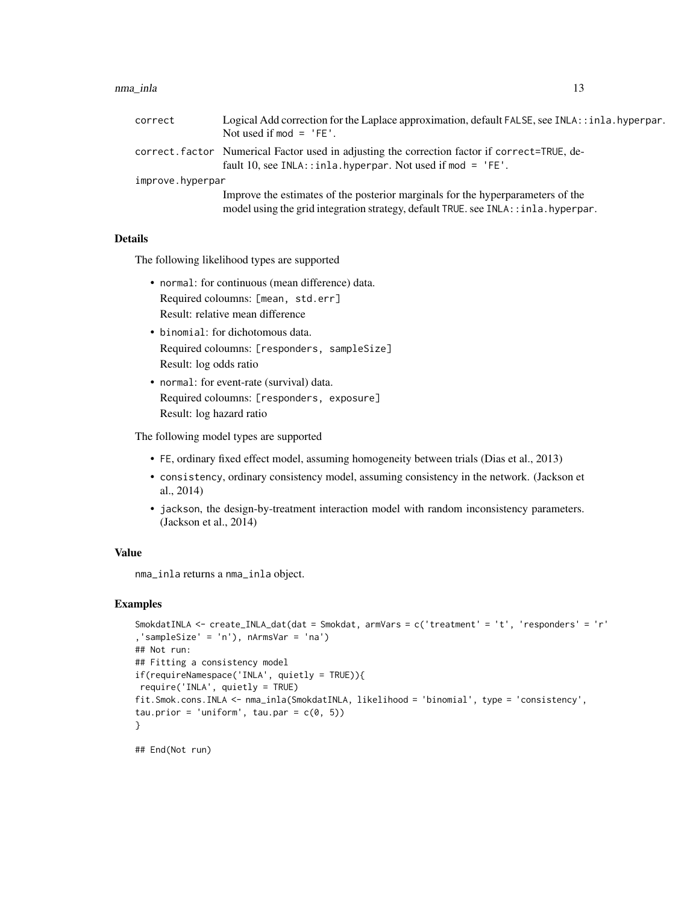| | |
|---|---|
| `correct` | Logical Add correction for the Laplace approximation, default `FALSE`, see `INLA::inla.hyperpar`. Not used if `mod = 'FE'`. |
| `correct.factor` | Numerical Factor used in adjusting the correction factor if `correct=TRUE`, default 10, see `INLA::inla.hyperpar`. Not used if `mod = 'FE'`. |
| `improve.hyperpar` | Improve the estimates of the posterior marginals for the hyperparameters of the model using the grid integration strategy, default `TRUE`. see `INLA::inla.hyperpar`. |

## Details

The following likelihood types are supported

- `normal`: for continuous (mean difference) data.
  Required coloumns: `[mean, std.err]`
  Result: relative mean difference
- `binomial`: for dichotomous data.
  Required coloumns: `[responders, sampleSize]`
  Result: log odds ratio
- `normal`: for event-rate (survival) data.
  Required coloumns: `[responders, exposure]`
  Result: log hazard ratio

The following model types are supported

- `FE`, ordinary fixed effect model, assuming homogeneity between trials (Dias et al., 2013)
- `consistency`, ordinary consistency model, assuming consistency in the network. (Jackson et al., 2014)
- `jackson`, the design-by-treatment interaction model with random inconsistency parameters. (Jackson et al., 2014)

## Value

`nma_inla` returns a `nma_inla` object.

## Examples

```
SmokdatINLA <- create_INLA_dat(dat = Smokdat, armVars = c('treatment' = 't', 'responders' = 'r'
,'sampleSize' = 'n'), nArmsVar = 'na')
## Not run:
## Fitting a consistency model
if(requireNamespace('INLA', quietly = TRUE)){
 require('INLA', quietly = TRUE)
fit.Smok.cons.INLA <- nma_inla(SmokdatINLA, likelihood = 'binomial', type = 'consistency',
tau.prior = 'uniform', tau.par = c(0, 5))
}

## End(Not run)
```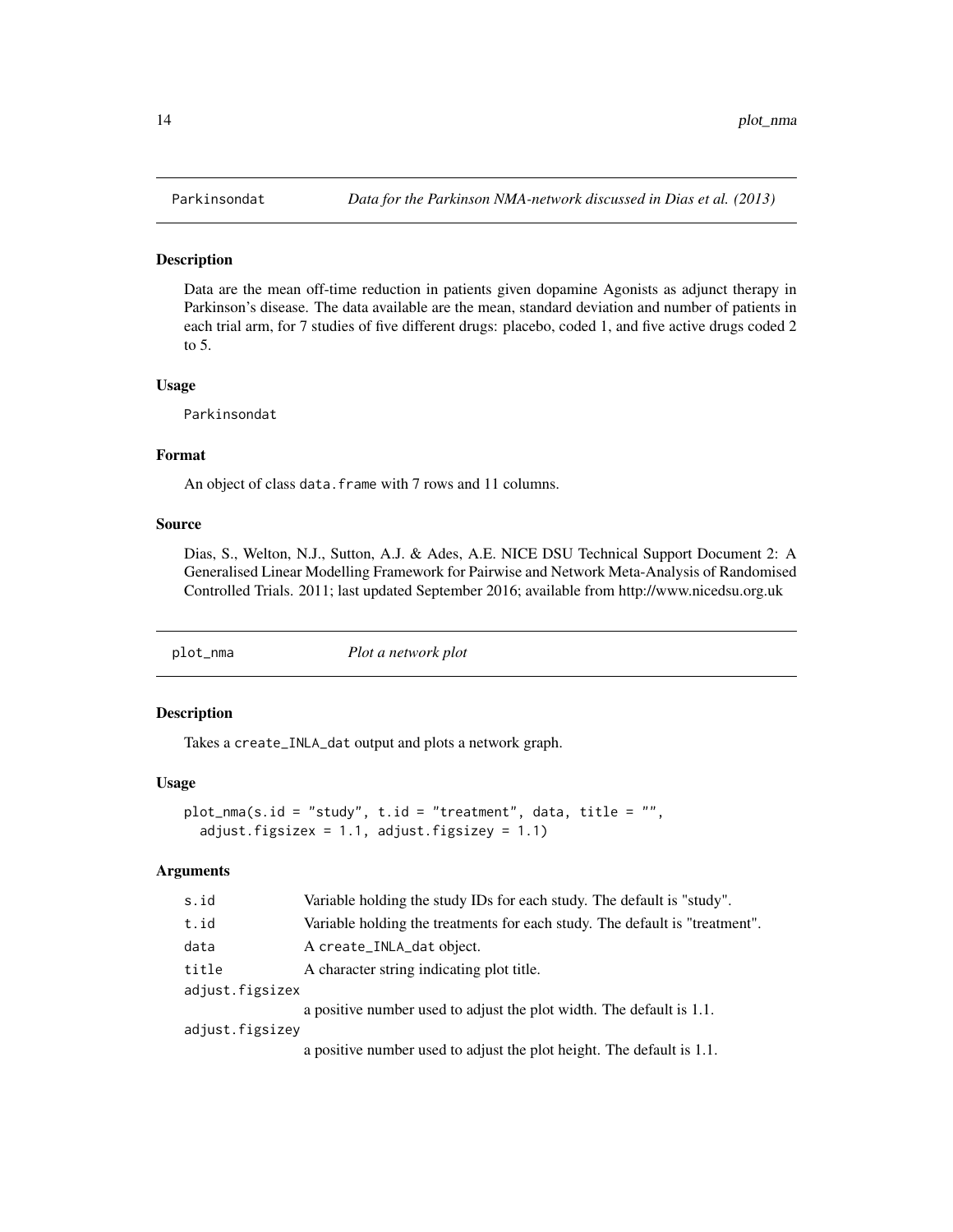## Parkinsondat — *Data for the Parkinson NMA-network discussed in Dias et al. (2013)*

### Description

Data are the mean off-time reduction in patients given dopamine Agonists as adjunct therapy in Parkinson's disease. The data available are the mean, standard deviation and number of patients in each trial arm, for 7 studies of five different drugs: placebo, coded 1, and five active drugs coded 2 to 5.

### Usage

```
Parkinsondat
```

### Format

An object of class `data.frame` with 7 rows and 11 columns.

### Source

Dias, S., Welton, N.J., Sutton, A.J. & Ades, A.E. NICE DSU Technical Support Document 2: A Generalised Linear Modelling Framework for Pairwise and Network Meta-Analysis of Randomised Controlled Trials. 2011; last updated September 2016; available from http://www.nicedsu.org.uk

## plot_nma — *Plot a network plot*

### Description

Takes a `create_INLA_dat` output and plots a network graph.

### Usage

```
plot_nma(s.id = "study", t.id = "treatment", data, title = "",
  adjust.figsizex = 1.1, adjust.figsizey = 1.1)
```

### Arguments

| Argument | Description |
| --- | --- |
| s.id | Variable holding the study IDs for each study. The default is "study". |
| t.id | Variable holding the treatments for each study. The default is "treatment". |
| data | A `create_INLA_dat` object. |
| title | A character string indicating plot title. |
| adjust.figsizex | a positive number used to adjust the plot width. The default is 1.1. |
| adjust.figsizey | a positive number used to adjust the plot height. The default is 1.1. |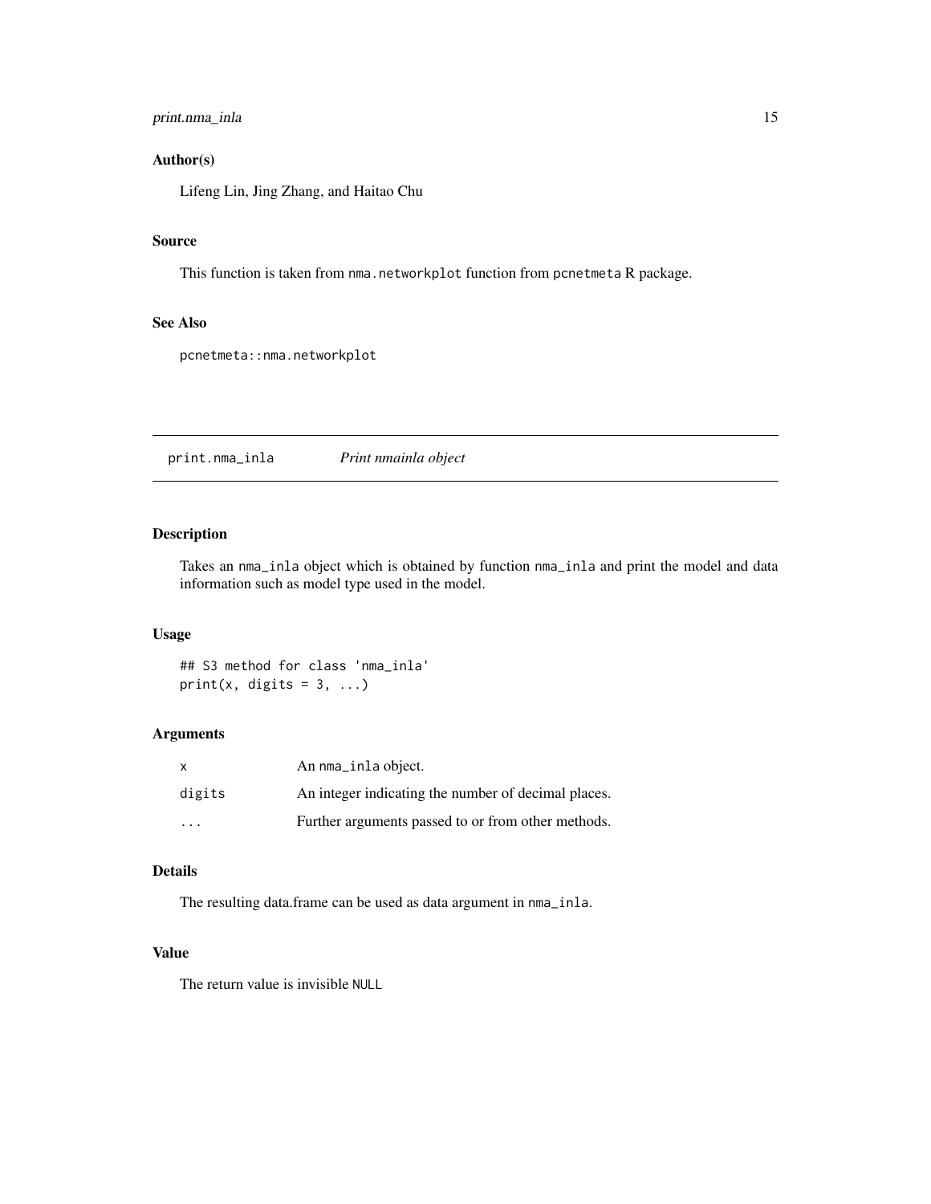### Author(s)

Lifeng Lin, Jing Zhang, and Haitao Chu

### Source

This function is taken from `nma.networkplot` function from `pcnetmeta` R package.

### See Also

`pcnetmeta::nma.networkplot`

---

## print.nma_inla — *Print nmainla object*

---

### Description

Takes an `nma_inla` object which is obtained by function `nma_inla` and print the model and data information such as model type used in the model.

### Usage

```
## S3 method for class 'nma_inla'
print(x, digits = 3, ...)
```

### Arguments

| | |
|---|---|
| `x` | An `nma_inla` object. |
| `digits` | An integer indicating the number of decimal places. |
| `...` | Further arguments passed to or from other methods. |

### Details

The resulting data.frame can be used as data argument in `nma_inla`.

### Value

The return value is invisible `NULL`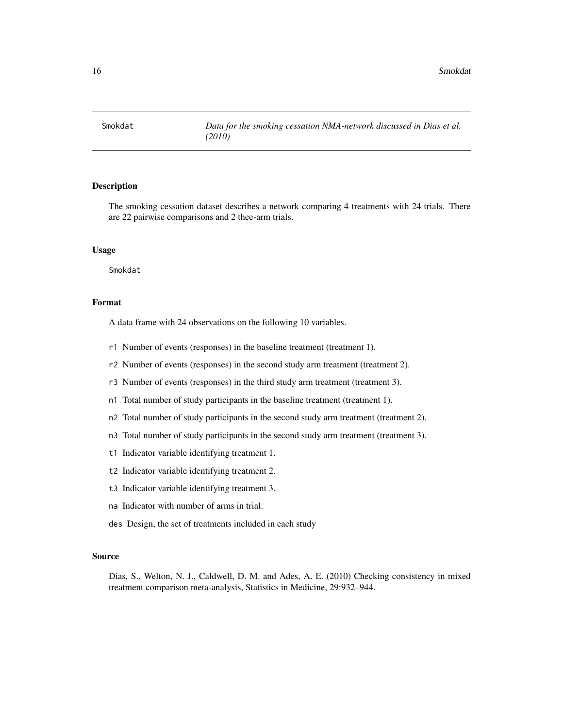## Smokdat — *Data for the smoking cessation NMA-network discussed in Dias et al. (2010)*

### Description

The smoking cessation dataset describes a network comparing 4 treatments with 24 trials. There are 22 pairwise comparisons and 2 thee-arm trials.

### Usage

```
Smokdat
```

### Format

A data frame with 24 observations on the following 10 variables.

- `r1` Number of events (responses) in the baseline treatment (treatment 1).
- `r2` Number of events (responses) in the second study arm treatment (treatment 2).
- `r3` Number of events (responses) in the third study arm treatment (treatment 3).
- `n1` Total number of study participants in the baseline treatment (treatment 1).
- `n2` Total number of study participants in the second study arm treatment (treatment 2).
- `n3` Total number of study participants in the second study arm treatment (treatment 3).
- `t1` Indicator variable identifying treatment 1.
- `t2` Indicator variable identifying treatment 2.
- `t3` Indicator variable identifying treatment 3.
- `na` Indicator with number of arms in trial.
- `des` Design, the set of treatments included in each study

### Source

Dias, S., Welton, N. J., Caldwell, D. M. and Ades, A. E. (2010) Checking consistency in mixed treatment comparison meta-analysis, Statistics in Medicine, 29:932–944.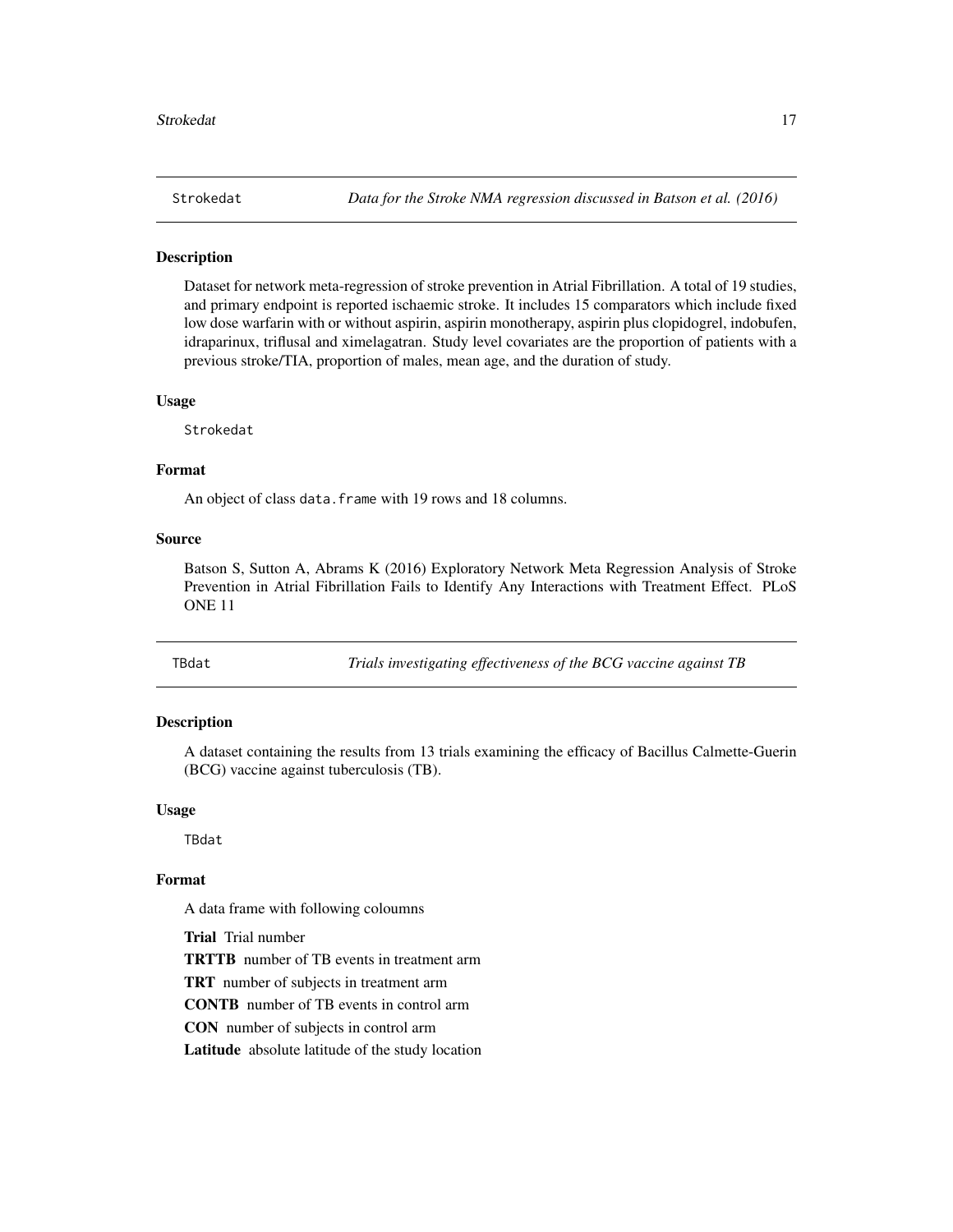## Strokedat — *Data for the Stroke NMA regression discussed in Batson et al. (2016)*

### Description

Dataset for network meta-regression of stroke prevention in Atrial Fibrillation. A total of 19 studies, and primary endpoint is reported ischaemic stroke. It includes 15 comparators which include fixed low dose warfarin with or without aspirin, aspirin monotherapy, aspirin plus clopidogrel, indobufen, idraparinux, triflusal and ximelagatran. Study level covariates are the proportion of patients with a previous stroke/TIA, proportion of males, mean age, and the duration of study.

### Usage

```
Strokedat
```

### Format

An object of class `data.frame` with 19 rows and 18 columns.

### Source

Batson S, Sutton A, Abrams K (2016) Exploratory Network Meta Regression Analysis of Stroke Prevention in Atrial Fibrillation Fails to Identify Any Interactions with Treatment Effect. PLoS ONE 11

## TBdat — *Trials investigating effectiveness of the BCG vaccine against TB*

### Description

A dataset containing the results from 13 trials examining the efficacy of Bacillus Calmette-Guerin (BCG) vaccine against tuberculosis (TB).

### Usage

```
TBdat
```

### Format

A data frame with following coloumns

**Trial** Trial number

**TRTTB** number of TB events in treatment arm

**TRT** number of subjects in treatment arm

**CONTB** number of TB events in control arm

**CON** number of subjects in control arm

**Latitude** absolute latitude of the study location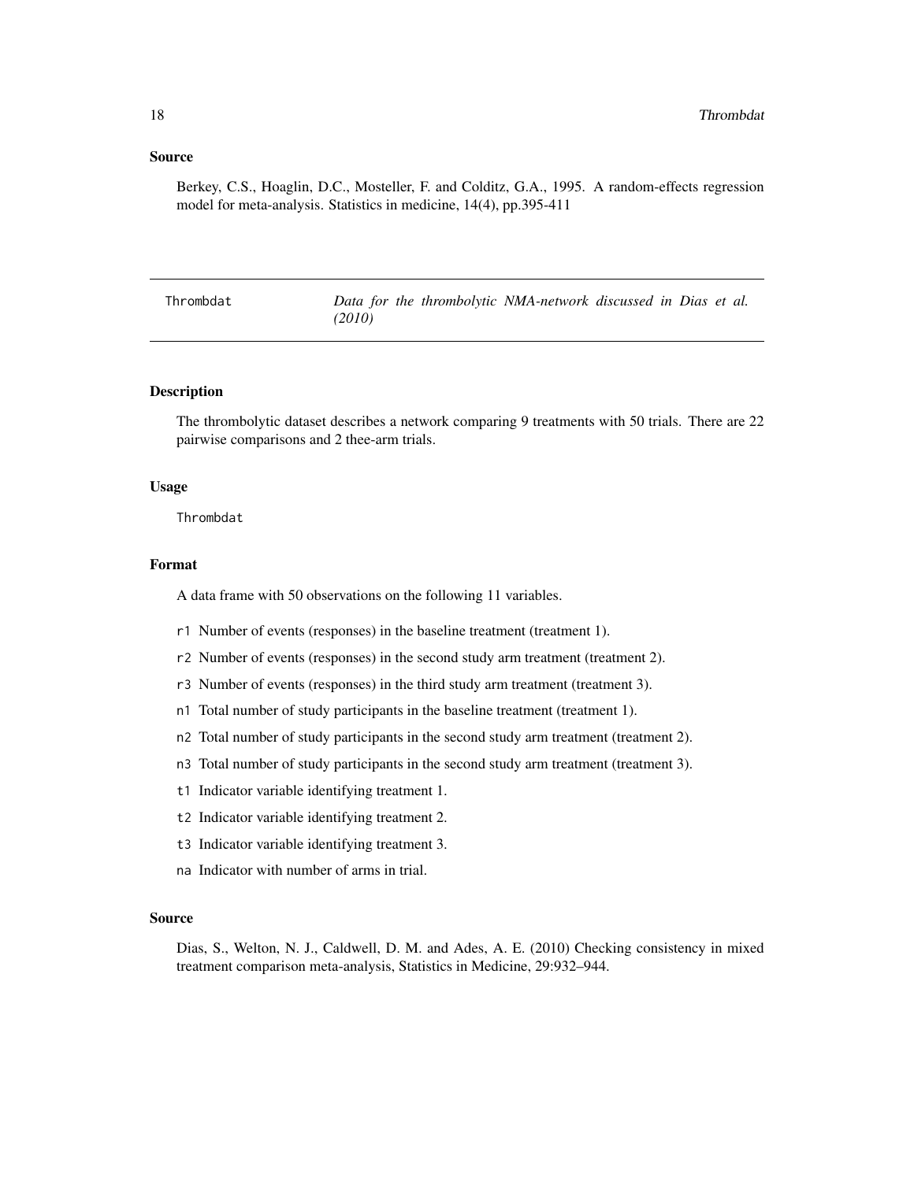## Source

Berkey, C.S., Hoaglin, D.C., Mosteller, F. and Colditz, G.A., 1995. A random-effects regression model for meta-analysis. Statistics in medicine, 14(4), pp.395-411

---

Thrombdat — *Data for the thrombolytic NMA-network discussed in Dias et al. (2010)*

---

### Description

The thrombolytic dataset describes a network comparing 9 treatments with 50 trials. There are 22 pairwise comparisons and 2 thee-arm trials.

### Usage

```
Thrombdat
```

### Format

A data frame with 50 observations on the following 11 variables.

- `r1` Number of events (responses) in the baseline treatment (treatment 1).
- `r2` Number of events (responses) in the second study arm treatment (treatment 2).
- `r3` Number of events (responses) in the third study arm treatment (treatment 3).
- `n1` Total number of study participants in the baseline treatment (treatment 1).
- `n2` Total number of study participants in the second study arm treatment (treatment 2).
- `n3` Total number of study participants in the second study arm treatment (treatment 3).
- `t1` Indicator variable identifying treatment 1.
- `t2` Indicator variable identifying treatment 2.
- `t3` Indicator variable identifying treatment 3.
- `na` Indicator with number of arms in trial.

### Source

Dias, S., Welton, N. J., Caldwell, D. M. and Ades, A. E. (2010) Checking consistency in mixed treatment comparison meta-analysis, Statistics in Medicine, 29:932–944.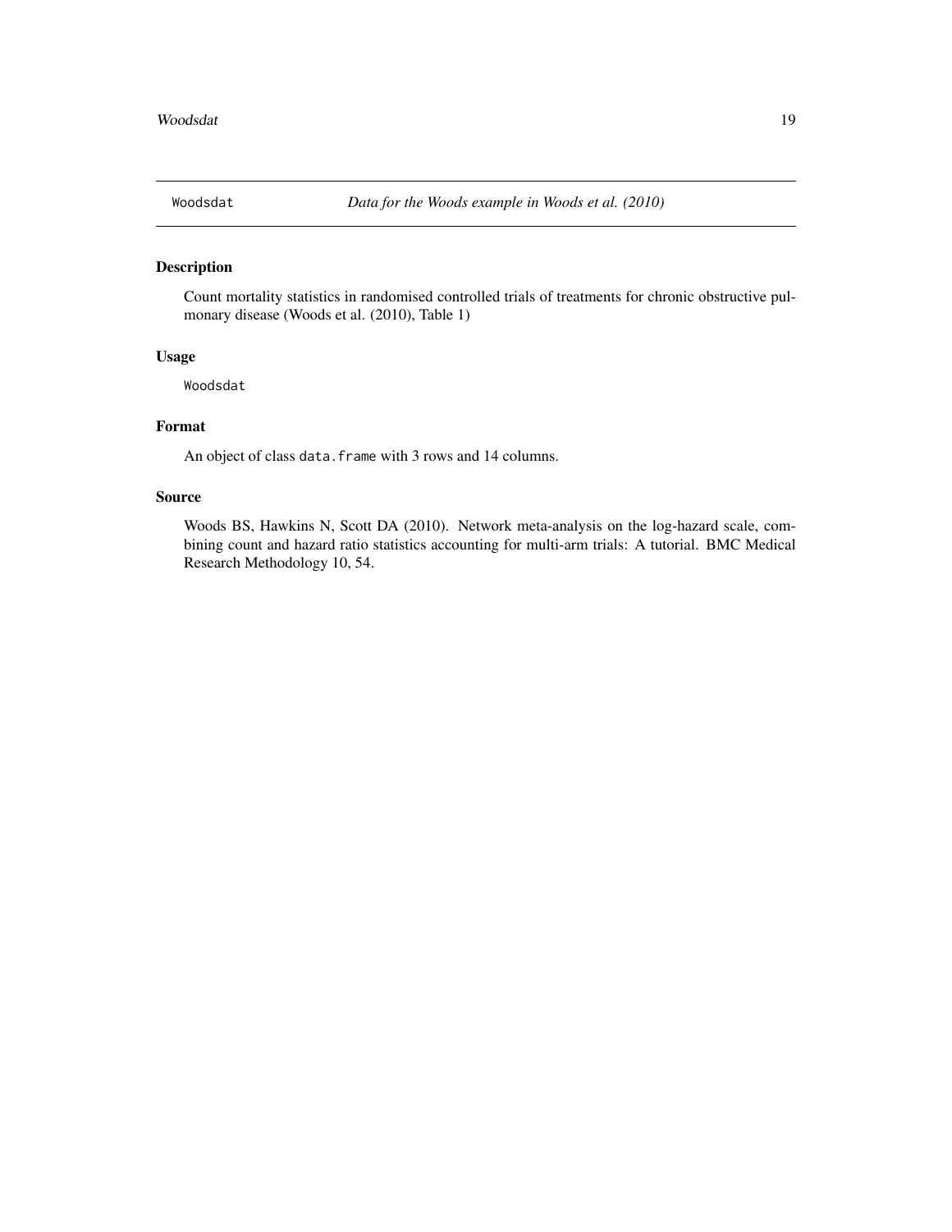# Woodsdat — *Data for the Woods example in Woods et al. (2010)*

## Description

Count mortality statistics in randomised controlled trials of treatments for chronic obstructive pulmonary disease (Woods et al. (2010), Table 1)

## Usage

```
Woodsdat
```

## Format

An object of class `data.frame` with 3 rows and 14 columns.

## Source

Woods BS, Hawkins N, Scott DA (2010). Network meta-analysis on the log-hazard scale, combining count and hazard ratio statistics accounting for multi-arm trials: A tutorial. BMC Medical Research Methodology 10, 54.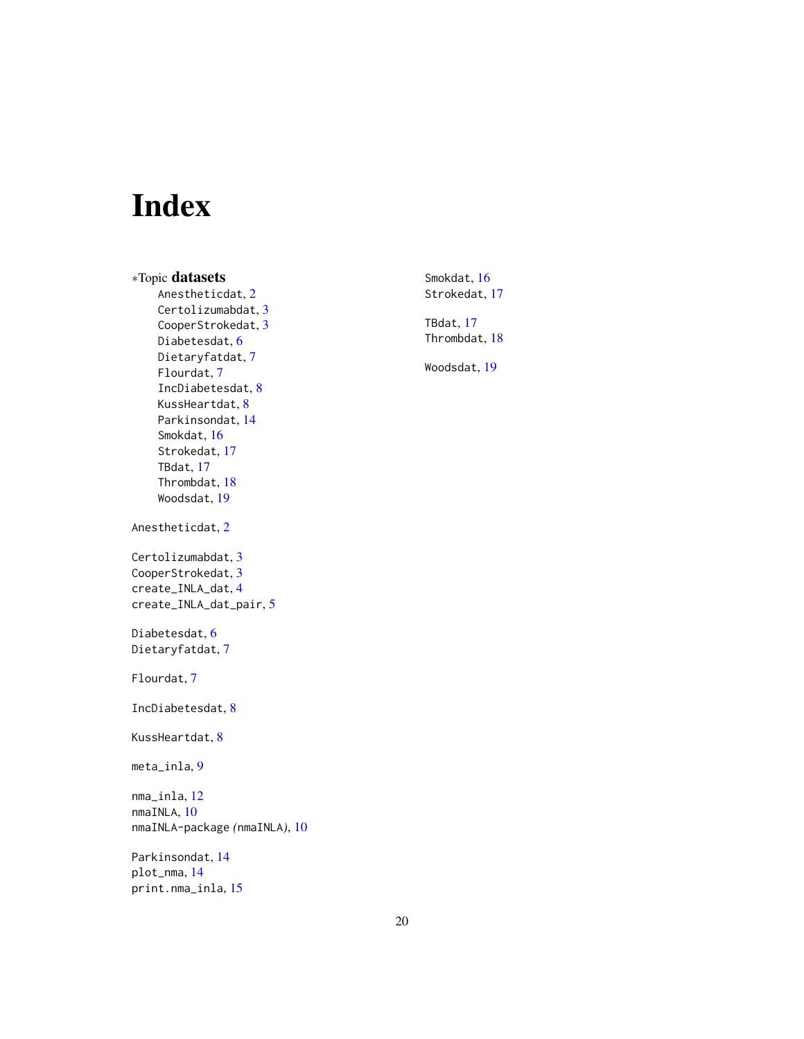# Index

∗Topic **datasets**
- Anestheticdat, 2
- Certolizumabdat, 3
- CooperStrokedat, 3
- Diabetesdat, 6
- Dietaryfatdat, 7
- Flourdat, 7
- IncDiabetesdat, 8
- KussHeartdat, 8
- Parkinsondat, 14
- Smokdat, 16
- Strokedat, 17
- TBdat, 17
- Thrombdat, 18
- Woodsdat, 19

Anestheticdat, 2

Certolizumabdat, 3
CooperStrokedat, 3
create_INLA_dat, 4
create_INLA_dat_pair, 5

Diabetesdat, 6
Dietaryfatdat, 7

Flourdat, 7

IncDiabetesdat, 8

KussHeartdat, 8

meta_inla, 9

nma_inla, 12
nmaINLA, 10
nmaINLA-package *(nmaINLA)*, 10

Parkinsondat, 14
plot_nma, 14
print.nma_inla, 15

Smokdat, 16
Strokedat, 17

TBdat, 17
Thrombdat, 18

Woodsdat, 19